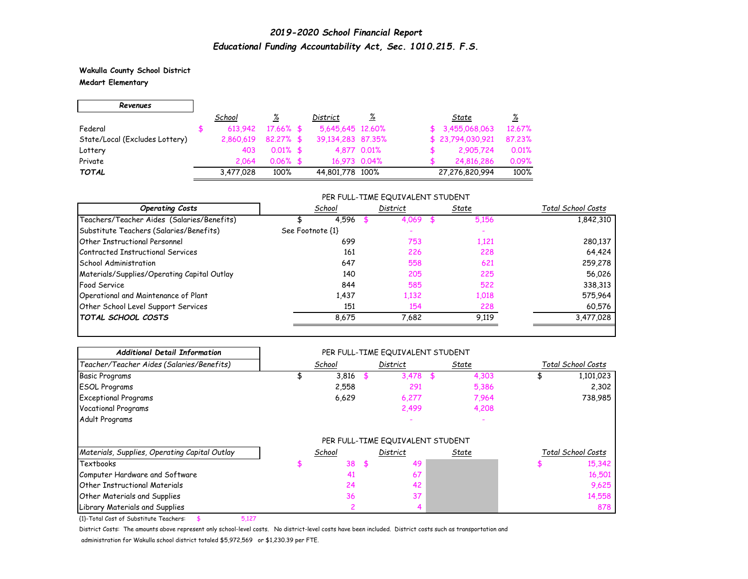# *2019-2020 School Financial Report*

## *Educational Funding Accountability Act, Sec. 1010.215. F.S.*

**Wakulla County School District**
**Medart Elementary**

| *Revenues* | *School* | *%* | *District* | *%* | *State* | *%* |
|---|---|---|---|---|---|---|
| Federal | $ 613,942 | 17.66% | $ 5,645,645 | 12.60% | $ 3,455,068,063 | 12.67% |
| State/Local (Excludes Lottery) | 2,860,619 | 82.27% | $ 39,134,283 | 87.35% | $ 23,794,030,921 | 87.23% |
| Lottery | 403 | 0.01% | $ 4,877 | 0.01% | $ 2,905,724 | 0.01% |
| Private | 2,064 | 0.06% | $ 16,973 | 0.04% | $ 24,816,286 | 0.09% |
| ***TOTAL*** | 3,477,028 | 100% | 44,801,778 | 100% | 27,276,820,994 | 100% |

| *Operating Costs* | PER FULL-TIME EQUIVALENT STUDENT *School* | *District* | *State* | *Total School Costs* |
|---|---|---|---|---|
| Teachers/Teacher Aides (Salaries/Benefits) | $ 4,596 | $ 4,069 | $ 5,156 | 1,842,310 |
| Substitute Teachers (Salaries/Benefits) | See Footnote {1} | - | - | |
| Other Instructional Personnel | 699 | 753 | 1,121 | 280,137 |
| Contracted Instructional Services | 161 | 226 | 228 | 64,424 |
| School Administration | 647 | 558 | 621 | 259,278 |
| Materials/Supplies/Operating Capital Outlay | 140 | 205 | 225 | 56,026 |
| Food Service | 844 | 585 | 522 | 338,313 |
| Operational and Maintenance of Plant | 1,437 | 1,132 | 1,018 | 575,964 |
| Other School Level Support Services | 151 | 154 | 228 | 60,576 |
| ***TOTAL SCHOOL COSTS*** | 8,675 | 7,682 | 9,119 | 3,477,028 |

| *Additional Detail Information* | PER FULL-TIME EQUIVALENT STUDENT | | | |
|---|---|---|---|---|
| *Teacher/Teacher Aides (Salaries/Benefits)* | *School* | *District* | *State* | *Total School Costs* |
| Basic Programs | $ 3,816 | $ 3,478 | $ 4,303 | $ 1,101,023 |
| ESOL Programs | 2,558 | 291 | 5,386 | 2,302 |
| Exceptional Programs | 6,629 | 6,277 | 7,964 | 738,985 |
| Vocational Programs | | 2,499 | 4,208 | |
| Adult Programs | | - | - | |

| *Materials, Supplies, Operating Capital Outlay* | PER FULL-TIME EQUIVALENT STUDENT *School* | *District* | *State* | *Total School Costs* |
|---|---|---|---|---|
| Textbooks | $ 38 | $ 49 | | $ 15,342 |
| Computer Hardware and Software | 41 | 67 | | 16,501 |
| Other Instructional Materials | 24 | 42 | | 9,625 |
| Other Materials and Supplies | 36 | 37 | | 14,558 |
| Library Materials and Supplies | 2 | 4 | | 878 |

{1}-Total Cost of Substitute Teachers: $ 5,127

District Costs: The amounts above represent only school-level costs. No district-level costs have been included. District costs such as transportation and administration for Wakulla school district totaled $5,972,569 or $1,230.39 per FTE.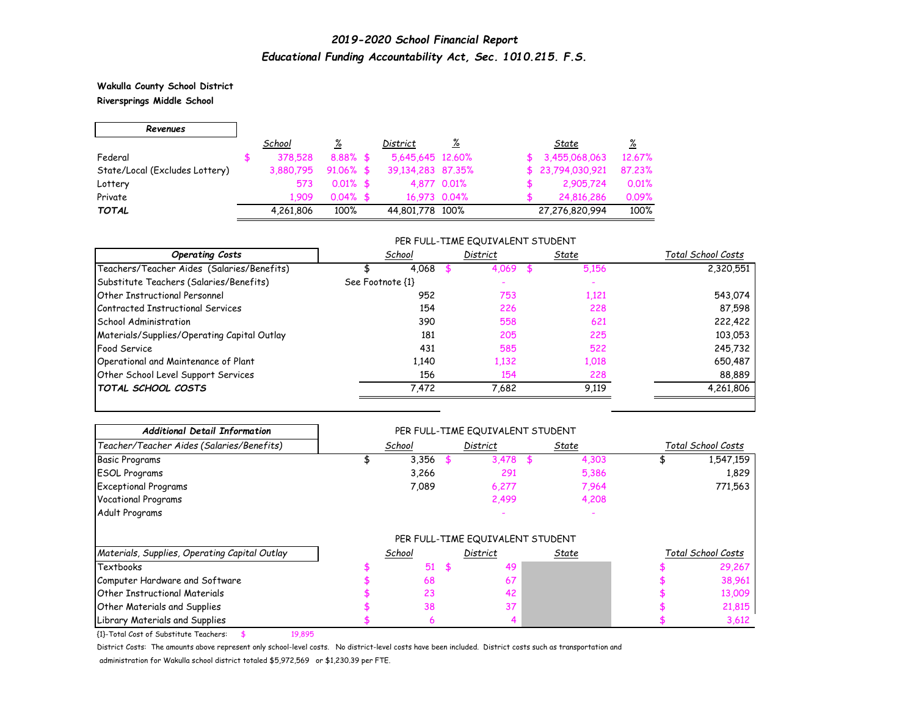# *2019-2020 School Financial Report*

## *Educational Funding Accountability Act, Sec. 1010.215. F.S.*

**Wakulla County School District**

**Riversprings Middle School**

| ***Revenues*** | *School* | *%* | *District* | *%* | *State* | *%* |
|---|---|---|---|---|---|---|
| Federal | $ 378,528 | 8.88% | $ 5,645,645 | 12.60% | $ 3,455,068,063 | 12.67% |
| State/Local (Excludes Lottery) | 3,880,795 | 91.06% | $ 39,134,283 | 87.35% | $ 23,794,030,921 | 87.23% |
| Lottery | 573 | 0.01% | $ 4,877 | 0.01% | $ 2,905,724 | 0.01% |
| Private | 1,909 | 0.04% | $ 16,973 | 0.04% | $ 24,816,286 | 0.09% |
| ***TOTAL*** | 4,261,806 | 100% | 44,801,778 | 100% | 27,276,820,994 | 100% |

| ***Operating Costs*** | PER FULL-TIME EQUIVALENT STUDENT *School* | *District* | *State* | *Total School Costs* |
|---|---|---|---|---|
| Teachers/Teacher Aides (Salaries/Benefits) | $ 4,068 | $ 4,069 | $ 5,156 | 2,320,551 |
| Substitute Teachers (Salaries/Benefits) | See Footnote {1} | - | - | |
| Other Instructional Personnel | 952 | 753 | 1,121 | 543,074 |
| Contracted Instructional Services | 154 | 226 | 228 | 87,598 |
| School Administration | 390 | 558 | 621 | 222,422 |
| Materials/Supplies/Operating Capital Outlay | 181 | 205 | 225 | 103,053 |
| Food Service | 431 | 585 | 522 | 245,732 |
| Operational and Maintenance of Plant | 1,140 | 1,132 | 1,018 | 650,487 |
| Other School Level Support Services | 156 | 154 | 228 | 88,889 |
| ***TOTAL SCHOOL COSTS*** | 7,472 | 7,682 | 9,119 | 4,261,806 |

| ***Additional Detail Information*** | PER FULL-TIME EQUIVALENT STUDENT | | | |
|---|---|---|---|---|
| *Teacher/Teacher Aides (Salaries/Benefits)* | *School* | *District* | *State* | *Total School Costs* |
| Basic Programs | $ 3,356 | $ 3,478 | $ 4,303 | $ 1,547,159 |
| ESOL Programs | 3,266 | 291 | 5,386 | 1,829 |
| Exceptional Programs | 7,089 | 6,277 | 7,964 | 771,563 |
| Vocational Programs | | 2,499 | 4,208 | |
| Adult Programs | | - | - | |

| | PER FULL-TIME EQUIVALENT STUDENT | | | |
|---|---|---|---|---|
| *Materials, Supplies, Operating Capital Outlay* | *School* | *District* | *State* | *Total School Costs* |
| Textbooks | $ 51 | $ 49 | | $ 29,267 |
| Computer Hardware and Software | $ 68 | 67 | | $ 38,961 |
| Other Instructional Materials | $ 23 | 42 | | $ 13,009 |
| Other Materials and Supplies | $ 38 | 37 | | $ 21,815 |
| Library Materials and Supplies | $ 6 | 4 | | $ 3,612 |

{1}-Total Cost of Substitute Teachers: $ 19,895

District Costs: The amounts above represent only school-level costs. No district-level costs have been included. District costs such as transportation and administration for Wakulla school district totaled $5,972,569 or $1,230.39 per FTE.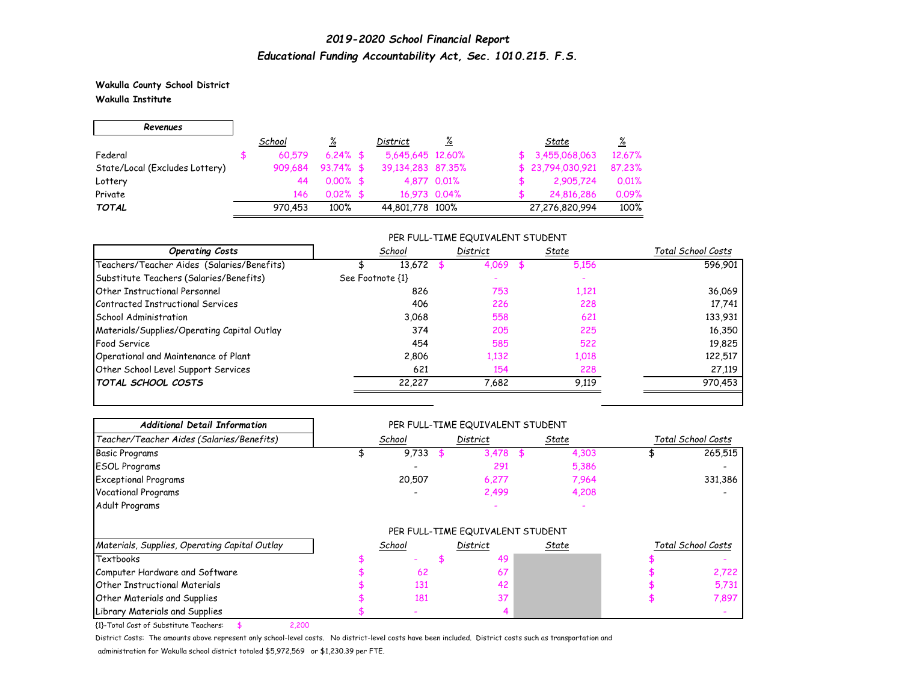# *2019-2020 School Financial Report*

## *Educational Funding Accountability Act, Sec. 1010.215. F.S.*

**Wakulla County School District**
**Wakulla Institute**

| ***Revenues*** | *School* | *%* | *District* | *%* | *State* | *%* |
|---|---|---|---|---|---|---|
| Federal | $ 60,579 | 6.24% | $ 5,645,645 | 12.60% | $ 3,455,068,063 | 12.67% |
| State/Local (Excludes Lottery) | 909,684 | 93.74% | $ 39,134,283 | 87.35% | $ 23,794,030,921 | 87.23% |
| Lottery | 44 | 0.00% | $ 4,877 | 0.01% | $ 2,905,724 | 0.01% |
| Private | 146 | 0.02% | $ 16,973 | 0.04% | $ 24,816,286 | 0.09% |
| ***TOTAL*** | 970,453 | 100% | 44,801,778 | 100% | 27,276,820,994 | 100% |

| ***Operating Costs*** | PER FULL-TIME EQUIVALENT STUDENT *School* | *District* | *State* | *Total School Costs* |
|---|---|---|---|---|
| Teachers/Teacher Aides (Salaries/Benefits) | $ 13,672 | $ 4,069 | $ 5,156 | 596,901 |
| Substitute Teachers (Salaries/Benefits) | See Footnote {1} | - | - | |
| Other Instructional Personnel | 826 | 753 | 1,121 | 36,069 |
| Contracted Instructional Services | 406 | 226 | 228 | 17,741 |
| School Administration | 3,068 | 558 | 621 | 133,931 |
| Materials/Supplies/Operating Capital Outlay | 374 | 205 | 225 | 16,350 |
| Food Service | 454 | 585 | 522 | 19,825 |
| Operational and Maintenance of Plant | 2,806 | 1,132 | 1,018 | 122,517 |
| Other School Level Support Services | 621 | 154 | 228 | 27,119 |
| ***TOTAL SCHOOL COSTS*** | 22,227 | 7,682 | 9,119 | 970,453 |

| ***Additional Detail Information*** | PER FULL-TIME EQUIVALENT STUDENT | | | |
|---|---|---|---|---|
| *Teacher/Teacher Aides (Salaries/Benefits)* | *School* | *District* | *State* | *Total School Costs* |
| Basic Programs | $ 9,733 | $ 3,478 | $ 4,303 | $ 265,515 |
| ESOL Programs | - | 291 | 5,386 | - |
| Exceptional Programs | 20,507 | 6,277 | 7,964 | 331,386 |
| Vocational Programs | - | 2,499 | 4,208 | - |
| Adult Programs | | - | - | |

| | PER FULL-TIME EQUIVALENT STUDENT | | | |
|---|---|---|---|---|
| *Materials, Supplies, Operating Capital Outlay* | *School* | *District* | *State* | *Total School Costs* |
| Textbooks | $ - | $ 49 | | $ - |
| Computer Hardware and Software | $ 62 | 67 | | $ 2,722 |
| Other Instructional Materials | $ 131 | 42 | | $ 5,731 |
| Other Materials and Supplies | $ 181 | 37 | | $ 7,897 |
| Library Materials and Supplies | $ - | 4 | | - |

{1}-Total Cost of Substitute Teachers: $ 2,200

District Costs: The amounts above represent only school-level costs. No district-level costs have been included. District costs such as transportation and administration for Wakulla school district totaled $5,972,569 or $1,230.39 per FTE.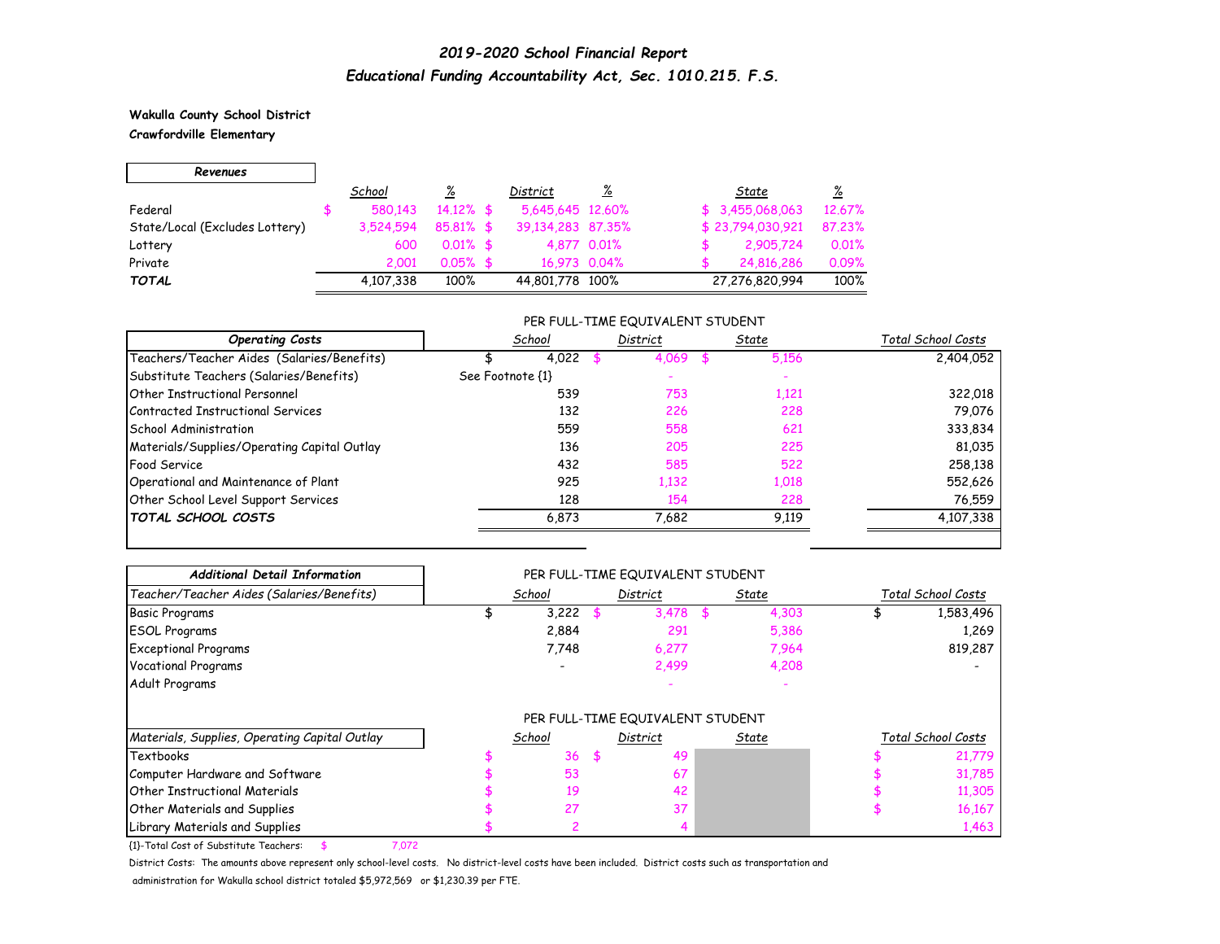# *2019-2020 School Financial Report*

## *Educational Funding Accountability Act, Sec. 1010.215. F.S.*

**Wakulla County School District**
**Crawfordville Elementary**

| *Revenues* | *School* | *%* | *District* | *%* | *State* | *%* |
|---|---|---|---|---|---|---|
| Federal | $ 580,143 | 14.12% | $ 5,645,645 | 12.60% | $ 3,455,068,063 | 12.67% |
| State/Local (Excludes Lottery) | 3,524,594 | 85.81% | $ 39,134,283 | 87.35% | $ 23,794,030,921 | 87.23% |
| Lottery | 600 | 0.01% | $ 4,877 | 0.01% | $ 2,905,724 | 0.01% |
| Private | 2,001 | 0.05% | $ 16,973 | 0.04% | $ 24,816,286 | 0.09% |
| ***TOTAL*** | 4,107,338 | 100% | 44,801,778 | 100% | 27,276,820,994 | 100% |

| *Operating Costs* | PER FULL-TIME EQUIVALENT STUDENT *School* | *District* | *State* | *Total School Costs* |
|---|---|---|---|---|
| Teachers/Teacher Aides (Salaries/Benefits) | $ 4,022 | $ 4,069 | $ 5,156 | 2,404,052 |
| Substitute Teachers (Salaries/Benefits) | See Footnote {1} | - | - | |
| Other Instructional Personnel | 539 | 753 | 1,121 | 322,018 |
| Contracted Instructional Services | 132 | 226 | 228 | 79,076 |
| School Administration | 559 | 558 | 621 | 333,834 |
| Materials/Supplies/Operating Capital Outlay | 136 | 205 | 225 | 81,035 |
| Food Service | 432 | 585 | 522 | 258,138 |
| Operational and Maintenance of Plant | 925 | 1,132 | 1,018 | 552,626 |
| Other School Level Support Services | 128 | 154 | 228 | 76,559 |
| ***TOTAL SCHOOL COSTS*** | 6,873 | 7,682 | 9,119 | 4,107,338 |

| *Additional Detail Information* | PER FULL-TIME EQUIVALENT STUDENT | | | |
|---|---|---|---|---|
| *Teacher/Teacher Aides (Salaries/Benefits)* | *School* | *District* | *State* | *Total School Costs* |
| Basic Programs | $ 3,222 | $ 3,478 | $ 4,303 | $ 1,583,496 |
| ESOL Programs | 2,884 | 291 | 5,386 | 1,269 |
| Exceptional Programs | 7,748 | 6,277 | 7,964 | 819,287 |
| Vocational Programs | - | 2,499 | 4,208 | - |
| Adult Programs | | - | - | |

| *Materials, Supplies, Operating Capital Outlay* | PER FULL-TIME EQUIVALENT STUDENT *School* | *District* | *State* | *Total School Costs* |
|---|---|---|---|---|
| Textbooks | $ 36 | $ 49 | | $ 21,779 |
| Computer Hardware and Software | $ 53 | 67 | | $ 31,785 |
| Other Instructional Materials | $ 19 | 42 | | $ 11,305 |
| Other Materials and Supplies | $ 27 | 37 | | $ 16,167 |
| Library Materials and Supplies | $ 2 | 4 | | 1,463 |

{1}-Total Cost of Substitute Teachers: $ 7,072

District Costs: The amounts above represent only school-level costs. No district-level costs have been included. District costs such as transportation and administration for Wakulla school district totaled $5,972,569 or $1,230.39 per FTE.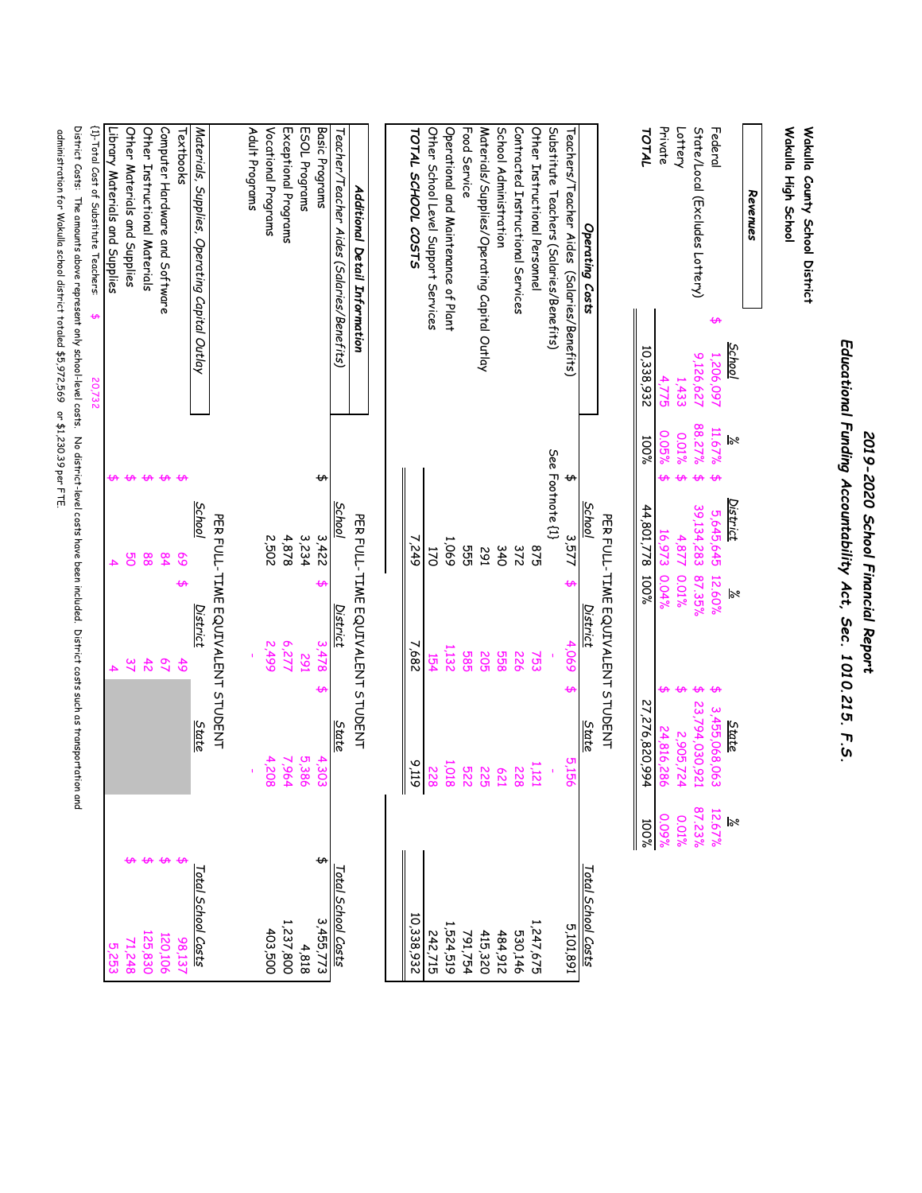# 2019-2020 School Financial Report

## Educational Funding Accountability Act, Sec. 1010.215, F.S.

**Wakulla County School District**

**Wakulla High School**

| Revenues | School | % | District | % | State | % |
|---|---|---|---|---|---|---|
| Federal | $ 1,206,097 | 11.67% | $ 5,645,645 | 12.60% | $ 3,455,068,063 | 12.67% |
| State/Local (Excludes Lottery) | 9,126,627 | 88.27% | $ 39,134,283 | 87.35% | $ 23,794,030,921 | 87.23% |
| Lottery | 1,433 | 0.01% | $ 4,877 | 0.01% | $ 2,905,724 | 0.01% |
| Private | 4,775 | 0.05% | $ 16,973 | 0.04% | $ 24,816,286 | 0.09% |
| **TOTAL** | 10,338,932 | 100% | 44,801,778 | 100% | 27,276,820,994 | 100% |

| Operating Costs | PER FULL-TIME EQUIVALENT STUDENT School | District | State | Total School Costs |
|---|---|---|---|---|
| Teachers/Teacher Aides (Salaries/Benefits) | $ 3,577 | $ 4,069 | $ 5,156 | 5,101,891 |
| Substitute Teachers (Salaries/Benefits) | See Footnote {1} | | | |
| Other Instructional Personnel | 875 | - | 1,121 | 1,247,675 |
| Contracted Instructional Services | 372 | 753 | 228 | 530,146 |
| School Administration | 340 | 226 | 621 | 484,912 |
| Materials/Supplies/Operating Capital Outlay | 291 | 558 | 225 | 415,320 |
| Food Service | 555 | 205 | 522 | 791,754 |
| Operational and Maintenance of Plant | 1,069 | 585 | 1,018 | 1,524,519 |
| Other School Level Support Services | 170 | 1,132 | 228 | 242,715 |
| **TOTAL SCHOOL COSTS** | 7,249 | 154 | 9,119 | 10,338,932 |
| | | 7,682 | | |

| Additional Detail Information | PER FULL-TIME EQUIVALENT STUDENT | | | |
|---|---|---|---|---|
| Teacher/Teacher Aides (Salaries/Benefits) | School | District | State | Total School Costs |
| Basic Programs | $ 3,422 | $ 3,478 | $ 4,303 | $ 3,455,773 |
| ESOL Programs | 3,234 | 291 | 5,386 | 4,818 |
| Exceptional Programs | 4,878 | 6,277 | 7,964 | 1,237,800 |
| Vocational Programs | 2,502 | 2,499 | 4,208 | 403,500 |
| Adult Programs | | - | - | |

| | PER FULL-TIME EQUIVALENT STUDENT | | | |
|---|---|---|---|---|
| Materials, Supplies, Operating Capital Outlay | School | District | State | Total School Costs |
| Textbooks | $ 69 | $ 49 | | $ 98,137 |
| Computer Hardware and Software | $ 84 | 67 | | $ 120,106 |
| Other Instructional Materials | $ 88 | 42 | | $ 125,830 |
| Other Materials and Supplies | $ 50 | 37 | | $ 71,248 |
| Library Materials and Supplies | $ 4 | 4 | | $ 5,253 |

{1}-Total Cost of Substitute Teachers: $ 20,732

District Costs: The amounts above represent only school-level costs. No district-level costs have been included. District costs such as transportation and administration for Wakulla school district totaled $5,972,569 or $1,230.39 per FTE.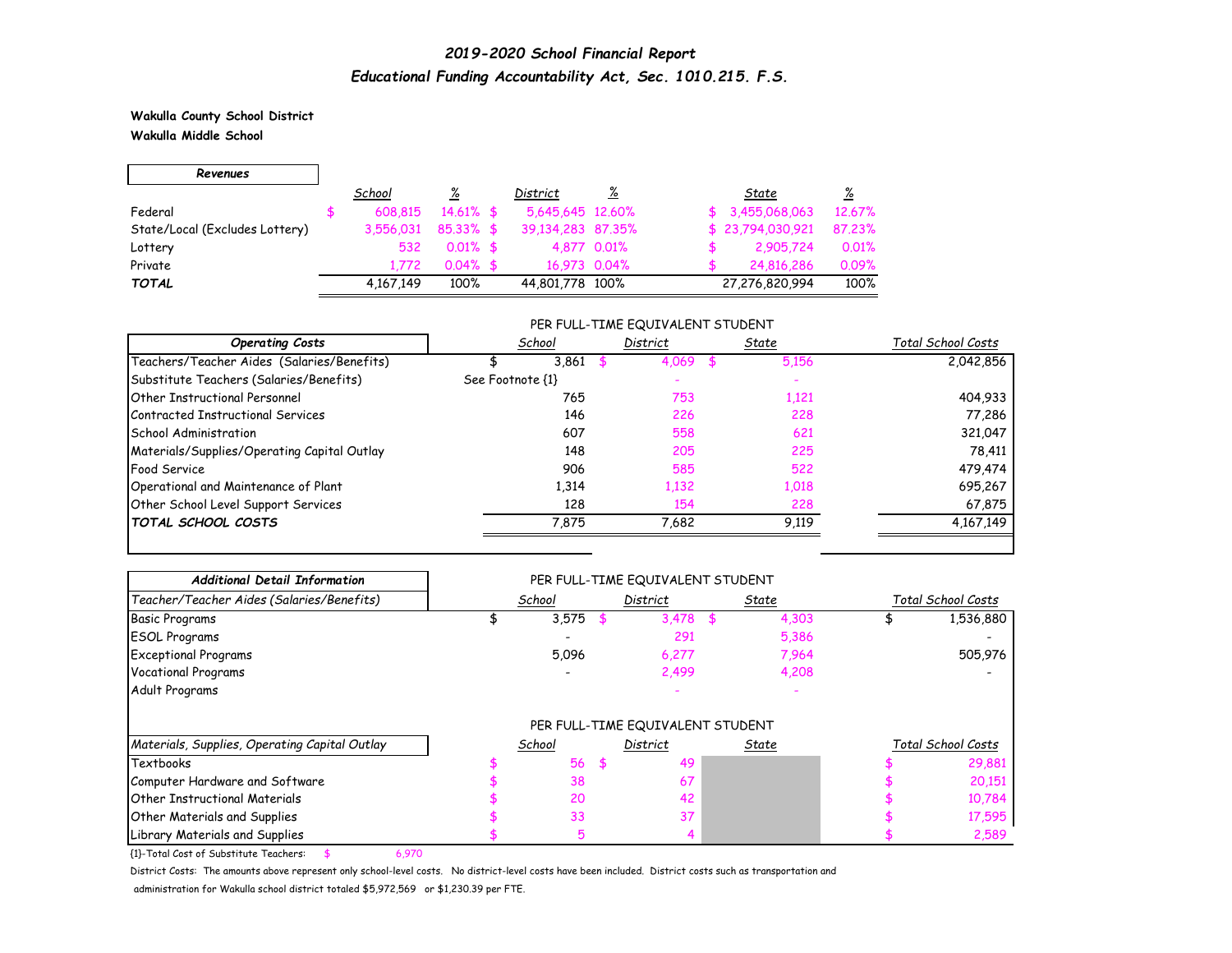# *2019-2020 School Financial Report*

## *Educational Funding Accountability Act, Sec. 1010.215. F.S.*

**Wakulla County School District**

**Wakulla Middle School**

| *Revenues* | *School* | *%* | *District* | *%* | *State* | *%* |
|---|---|---|---|---|---|---|
| Federal | $ 608,815 | 14.61% | $ 5,645,645 | 12.60% | $ 3,455,068,063 | 12.67% |
| State/Local (Excludes Lottery) | 3,556,031 | 85.33% | $ 39,134,283 | 87.35% | $ 23,794,030,921 | 87.23% |
| Lottery | 532 | 0.01% | $ 4,877 | 0.01% | $ 2,905,724 | 0.01% |
| Private | 1,772 | 0.04% | $ 16,973 | 0.04% | $ 24,816,286 | 0.09% |
| ***TOTAL*** | 4,167,149 | 100% | 44,801,778 | 100% | 27,276,820,994 | 100% |

| *Operating Costs* | PER FULL-TIME EQUIVALENT STUDENT *School* | *District* | *State* | *Total School Costs* |
|---|---|---|---|---|
| Teachers/Teacher Aides (Salaries/Benefits) | $ 3,861 | $ 4,069 | $ 5,156 | 2,042,856 |
| Substitute Teachers (Salaries/Benefits) | See Footnote {1} | - | - | |
| Other Instructional Personnel | 765 | 753 | 1,121 | 404,933 |
| Contracted Instructional Services | 146 | 226 | 228 | 77,286 |
| School Administration | 607 | 558 | 621 | 321,047 |
| Materials/Supplies/Operating Capital Outlay | 148 | 205 | 225 | 78,411 |
| Food Service | 906 | 585 | 522 | 479,474 |
| Operational and Maintenance of Plant | 1,314 | 1,132 | 1,018 | 695,267 |
| Other School Level Support Services | 128 | 154 | 228 | 67,875 |
| ***TOTAL SCHOOL COSTS*** | 7,875 | 7,682 | 9,119 | 4,167,149 |

| ***Additional Detail Information*** | PER FULL-TIME EQUIVALENT STUDENT | | | |
|---|---|---|---|---|
| *Teacher/Teacher Aides (Salaries/Benefits)* | *School* | *District* | *State* | *Total School Costs* |
| Basic Programs | $ 3,575 | $ 3,478 | $ 4,303 | $ 1,536,880 |
| ESOL Programs | - | 291 | 5,386 | - |
| Exceptional Programs | 5,096 | 6,277 | 7,964 | 505,976 |
| Vocational Programs | - | 2,499 | 4,208 | - |
| Adult Programs | | - | - | |

| *Materials, Supplies, Operating Capital Outlay* | PER FULL-TIME EQUIVALENT STUDENT *School* | *District* | *State* | *Total School Costs* |
|---|---|---|---|---|
| Textbooks | $ 56 | $ 49 | | $ 29,881 |
| Computer Hardware and Software | $ 38 | 67 | | $ 20,151 |
| Other Instructional Materials | $ 20 | 42 | | $ 10,784 |
| Other Materials and Supplies | $ 33 | 37 | | $ 17,595 |
| Library Materials and Supplies | $ 5 | 4 | | $ 2,589 |

{1}-Total Cost of Substitute Teachers: $ 6,970

District Costs: The amounts above represent only school-level costs. No district-level costs have been included. District costs such as transportation and administration for Wakulla school district totaled $5,972,569 or $1,230.39 per FTE.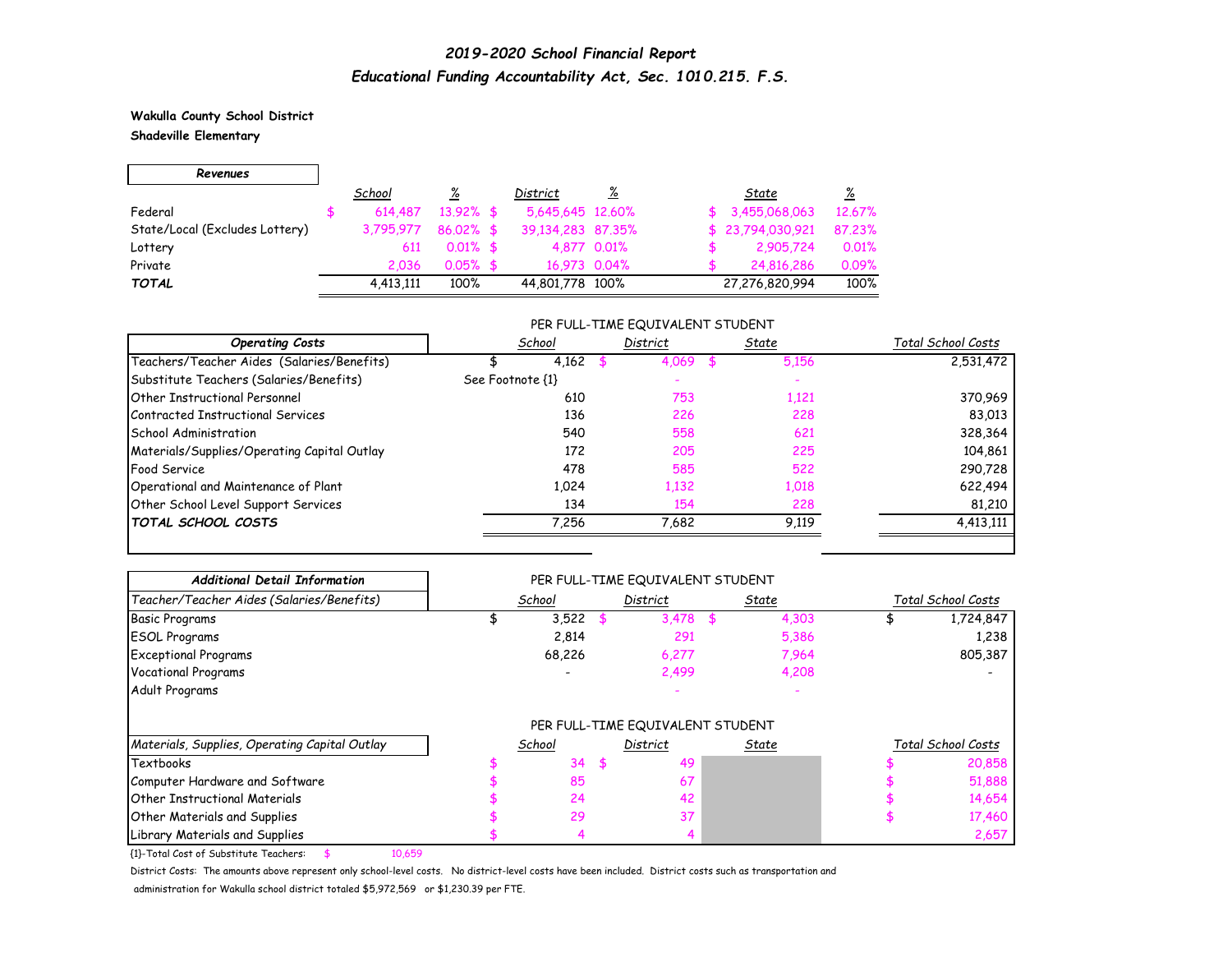# *2019-2020 School Financial Report*

## *Educational Funding Accountability Act, Sec. 1010.215. F.S.*

**Wakulla County School District**
**Shadeville Elementary**

| ***Revenues*** | *School* | *%* | *District* | *%* | *State* | *%* |
|---|---|---|---|---|---|---|
| Federal | $ 614,487 | 13.92% | $ 5,645,645 | 12.60% | $ 3,455,068,063 | 12.67% |
| State/Local (Excludes Lottery) | 3,795,977 | 86.02% | $ 39,134,283 | 87.35% | $ 23,794,030,921 | 87.23% |
| Lottery | 611 | 0.01% | $ 4,877 | 0.01% | $ 2,905,724 | 0.01% |
| Private | 2,036 | 0.05% | $ 16,973 | 0.04% | $ 24,816,286 | 0.09% |
| ***TOTAL*** | 4,413,111 | 100% | 44,801,778 | 100% | 27,276,820,994 | 100% |

| ***Operating Costs*** | PER FULL-TIME EQUIVALENT STUDENT *School* | *District* | *State* | *Total School Costs* |
|---|---|---|---|---|
| Teachers/Teacher Aides (Salaries/Benefits) | $ 4,162 | $ 4,069 | $ 5,156 | 2,531,472 |
| Substitute Teachers (Salaries/Benefits) | See Footnote {1} | - | - | |
| Other Instructional Personnel | 610 | 753 | 1,121 | 370,969 |
| Contracted Instructional Services | 136 | 226 | 228 | 83,013 |
| School Administration | 540 | 558 | 621 | 328,364 |
| Materials/Supplies/Operating Capital Outlay | 172 | 205 | 225 | 104,861 |
| Food Service | 478 | 585 | 522 | 290,728 |
| Operational and Maintenance of Plant | 1,024 | 1,132 | 1,018 | 622,494 |
| Other School Level Support Services | 134 | 154 | 228 | 81,210 |
| ***TOTAL SCHOOL COSTS*** | 7,256 | 7,682 | 9,119 | 4,413,111 |

| ***Additional Detail Information*** | PER FULL-TIME EQUIVALENT STUDENT | | | |
|---|---|---|---|---|
| *Teacher/Teacher Aides (Salaries/Benefits)* | *School* | *District* | *State* | *Total School Costs* |
| Basic Programs | $ 3,522 | $ 3,478 | $ 4,303 | $ 1,724,847 |
| ESOL Programs | 2,814 | 291 | 5,386 | 1,238 |
| Exceptional Programs | 68,226 | 6,277 | 7,964 | 805,387 |
| Vocational Programs | - | 2,499 | 4,208 | - |
| Adult Programs | | - | - | |

| | PER FULL-TIME EQUIVALENT STUDENT | | | |
|---|---|---|---|---|
| *Materials, Supplies, Operating Capital Outlay* | *School* | *District* | *State* | *Total School Costs* |
| Textbooks | $ 34 | $ 49 | | $ 20,858 |
| Computer Hardware and Software | $ 85 | 67 | | $ 51,888 |
| Other Instructional Materials | $ 24 | 42 | | $ 14,654 |
| Other Materials and Supplies | $ 29 | 37 | | $ 17,460 |
| Library Materials and Supplies | $ 4 | 4 | | 2,657 |

{1}-Total Cost of Substitute Teachers: $ 10,659

District Costs: The amounts above represent only school-level costs. No district-level costs have been included. District costs such as transportation and administration for Wakulla school district totaled $5,972,569 or $1,230.39 per FTE.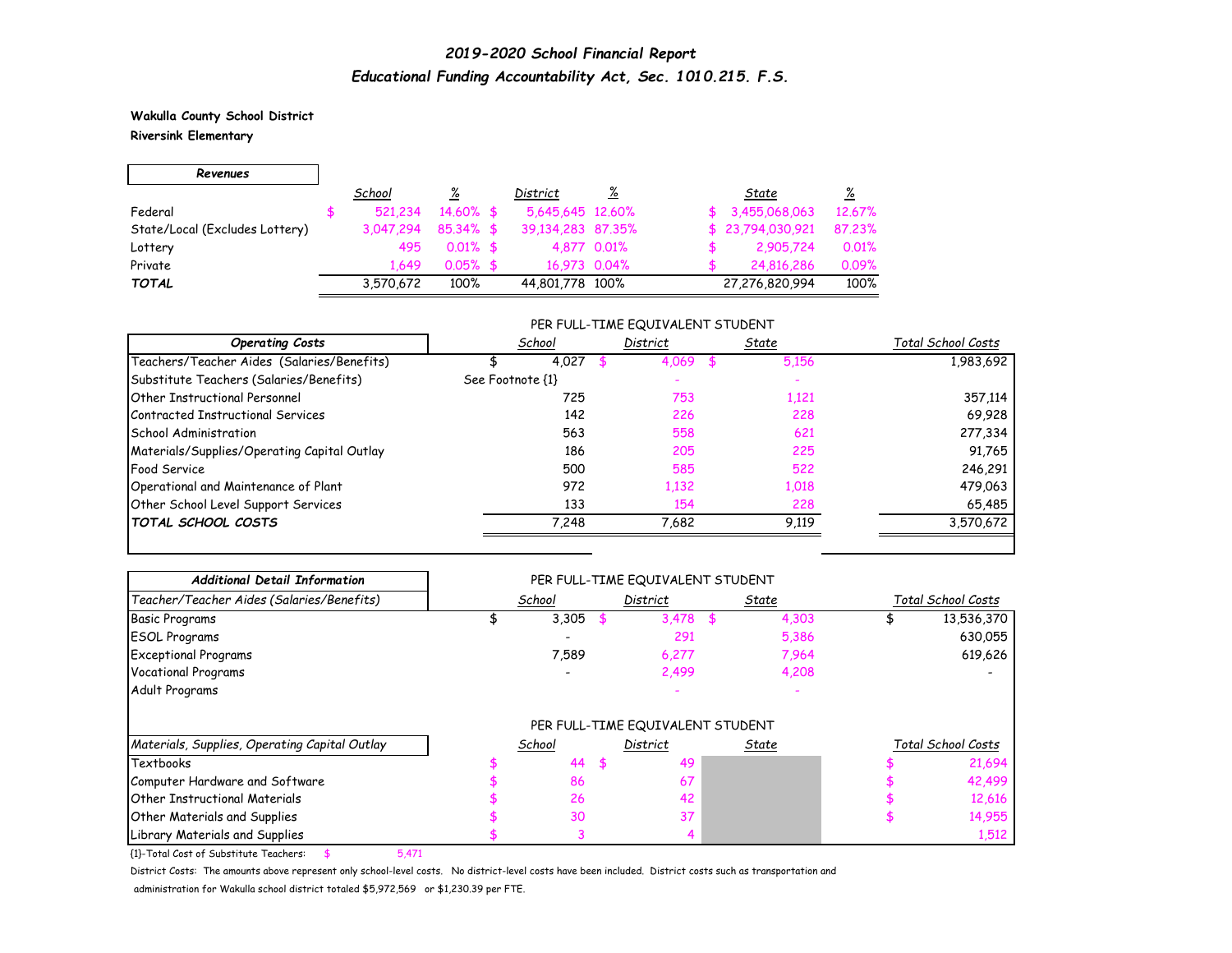# *2019-2020 School Financial Report*
## *Educational Funding Accountability Act, Sec. 1010.215. F.S.*

**Wakulla County School District**
**Riversink Elementary**

| *Revenues* | School | % | District | % | State | % |
|---|---|---|---|---|---|---|
| Federal | $ 521,234 | 14.60% | $ 5,645,645 | 12.60% | $ 3,455,068,063 | 12.67% |
| State/Local (Excludes Lottery) | 3,047,294 | 85.34% | $ 39,134,283 | 87.35% | $ 23,794,030,921 | 87.23% |
| Lottery | 495 | 0.01% | $ 4,877 | 0.01% | $ 2,905,724 | 0.01% |
| Private | 1,649 | 0.05% | $ 16,973 | 0.04% | $ 24,816,286 | 0.09% |
| ***TOTAL*** | 3,570,672 | 100% | 44,801,778 | 100% | 27,276,820,994 | 100% |

| *Operating Costs* | School (Per Full-Time Equivalent Student) | District (Per Full-Time Equivalent Student) | State (Per Full-Time Equivalent Student) | Total School Costs |
|---|---|---|---|---|
| Teachers/Teacher Aides (Salaries/Benefits) | $ 4,027 | $ 4,069 | $ 5,156 | 1,983,692 |
| Substitute Teachers (Salaries/Benefits) | See Footnote {1} | - | - | |
| Other Instructional Personnel | 725 | 753 | 1,121 | 357,114 |
| Contracted Instructional Services | 142 | 226 | 228 | 69,928 |
| School Administration | 563 | 558 | 621 | 277,334 |
| Materials/Supplies/Operating Capital Outlay | 186 | 205 | 225 | 91,765 |
| Food Service | 500 | 585 | 522 | 246,291 |
| Operational and Maintenance of Plant | 972 | 1,132 | 1,018 | 479,063 |
| Other School Level Support Services | 133 | 154 | 228 | 65,485 |
| ***TOTAL SCHOOL COSTS*** | 7,248 | 7,682 | 9,119 | 3,570,672 |

| *Additional Detail Information* | | | | |
|---|---|---|---|---|
| *Teacher/Teacher Aides (Salaries/Benefits)* | School (Per Full-Time Equivalent Student) | District (Per Full-Time Equivalent Student) | State (Per Full-Time Equivalent Student) | Total School Costs |
| Basic Programs | $ 3,305 | $ 3,478 | $ 4,303 | $ 13,536,370 |
| ESOL Programs | - | 291 | 5,386 | 630,055 |
| Exceptional Programs | 7,589 | 6,277 | 7,964 | 619,626 |
| Vocational Programs | - | 2,499 | 4,208 | - |
| Adult Programs | | - | - | |

| *Materials, Supplies, Operating Capital Outlay* | School (Per Full-Time Equivalent Student) | District (Per Full-Time Equivalent Student) | State (Per Full-Time Equivalent Student) | Total School Costs |
|---|---|---|---|---|
| Textbooks | $ 44 | $ 49 | | $ 21,694 |
| Computer Hardware and Software | $ 86 | 67 | | $ 42,499 |
| Other Instructional Materials | $ 26 | 42 | | $ 12,616 |
| Other Materials and Supplies | $ 30 | 37 | | $ 14,955 |
| Library Materials and Supplies | $ 3 | 4 | | 1,512 |

{1}-Total Cost of Substitute Teachers: $ 5,471

District Costs: The amounts above represent only school-level costs. No district-level costs have been included. District costs such as transportation and administration for Wakulla school district totaled $5,972,569 or $1,230.39 per FTE.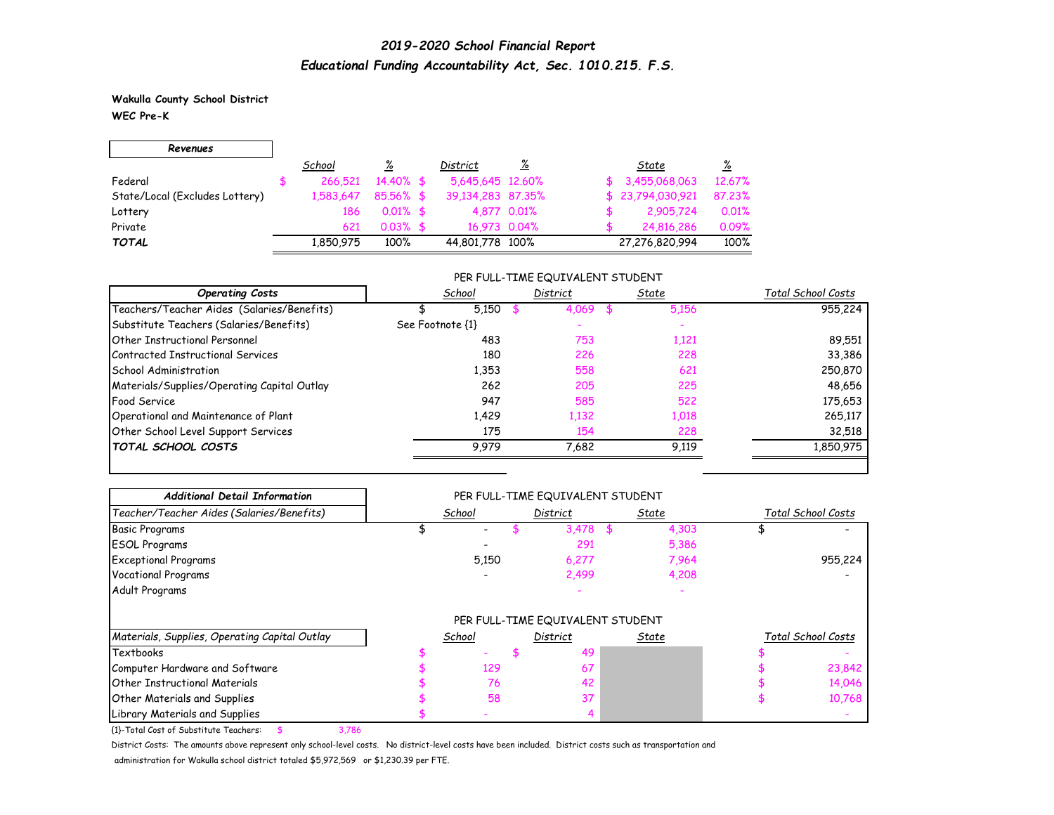# *2019-2020 School Financial Report*

## *Educational Funding Accountability Act, Sec. 1010.215. F.S.*

**Wakulla County School District**

**WEC Pre-K**

| *Revenues* | *School* | *%* | *District* | *%* | *State* | *%* |
|---|---|---|---|---|---|---|
| Federal | $ 266,521 | 14.40% | $ 5,645,645 | 12.60% | $ 3,455,068,063 | 12.67% |
| State/Local (Excludes Lottery) | 1,583,647 | 85.56% | $ 39,134,283 | 87.35% | $ 23,794,030,921 | 87.23% |
| Lottery | 186 | 0.01% | $ 4,877 | 0.01% | $ 2,905,724 | 0.01% |
| Private | 621 | 0.03% | $ 16,973 | 0.04% | $ 24,816,286 | 0.09% |
| ***TOTAL*** | 1,850,975 | 100% | 44,801,778 | 100% | 27,276,820,994 | 100% |

PER FULL-TIME EQUIVALENT STUDENT

| *Operating Costs* | *School* | *District* | *State* | *Total School Costs* |
|---|---|---|---|---|
| Teachers/Teacher Aides (Salaries/Benefits) | $ 5,150 | $ 4,069 | $ 5,156 | 955,224 |
| Substitute Teachers (Salaries/Benefits) | See Footnote {1} | - | - | |
| Other Instructional Personnel | 483 | 753 | 1,121 | 89,551 |
| Contracted Instructional Services | 180 | 226 | 228 | 33,386 |
| School Administration | 1,353 | 558 | 621 | 250,870 |
| Materials/Supplies/Operating Capital Outlay | 262 | 205 | 225 | 48,656 |
| Food Service | 947 | 585 | 522 | 175,653 |
| Operational and Maintenance of Plant | 1,429 | 1,132 | 1,018 | 265,117 |
| Other School Level Support Services | 175 | 154 | 228 | 32,518 |
| ***TOTAL SCHOOL COSTS*** | 9,979 | 7,682 | 9,119 | 1,850,975 |

PER FULL-TIME EQUIVALENT STUDENT

| ***Additional Detail Information*** | | | | |
|---|---|---|---|---|
| *Teacher/Teacher Aides (Salaries/Benefits)* | *School* | *District* | *State* | *Total School Costs* |
| Basic Programs | $ - | $ 3,478 | $ 4,303 | $ - |
| ESOL Programs | - | 291 | 5,386 | |
| Exceptional Programs | 5,150 | 6,277 | 7,964 | 955,224 |
| Vocational Programs | - | 2,499 | 4,208 | - |
| Adult Programs | | - | - | |

PER FULL-TIME EQUIVALENT STUDENT

| *Materials, Supplies, Operating Capital Outlay* | *School* | *District* | *State* | *Total School Costs* |
|---|---|---|---|---|
| Textbooks | $ - | $ 49 | | $ - |
| Computer Hardware and Software | $ 129 | 67 | | $ 23,842 |
| Other Instructional Materials | $ 76 | 42 | | $ 14,046 |
| Other Materials and Supplies | $ 58 | 37 | | $ 10,768 |
| Library Materials and Supplies | $ - | 4 | | - |

{1}-Total Cost of Substitute Teachers: $ 3,786

District Costs: The amounts above represent only school-level costs. No district-level costs have been included. District costs such as transportation and administration for Wakulla school district totaled $5,972,569 or $1,230.39 per FTE.